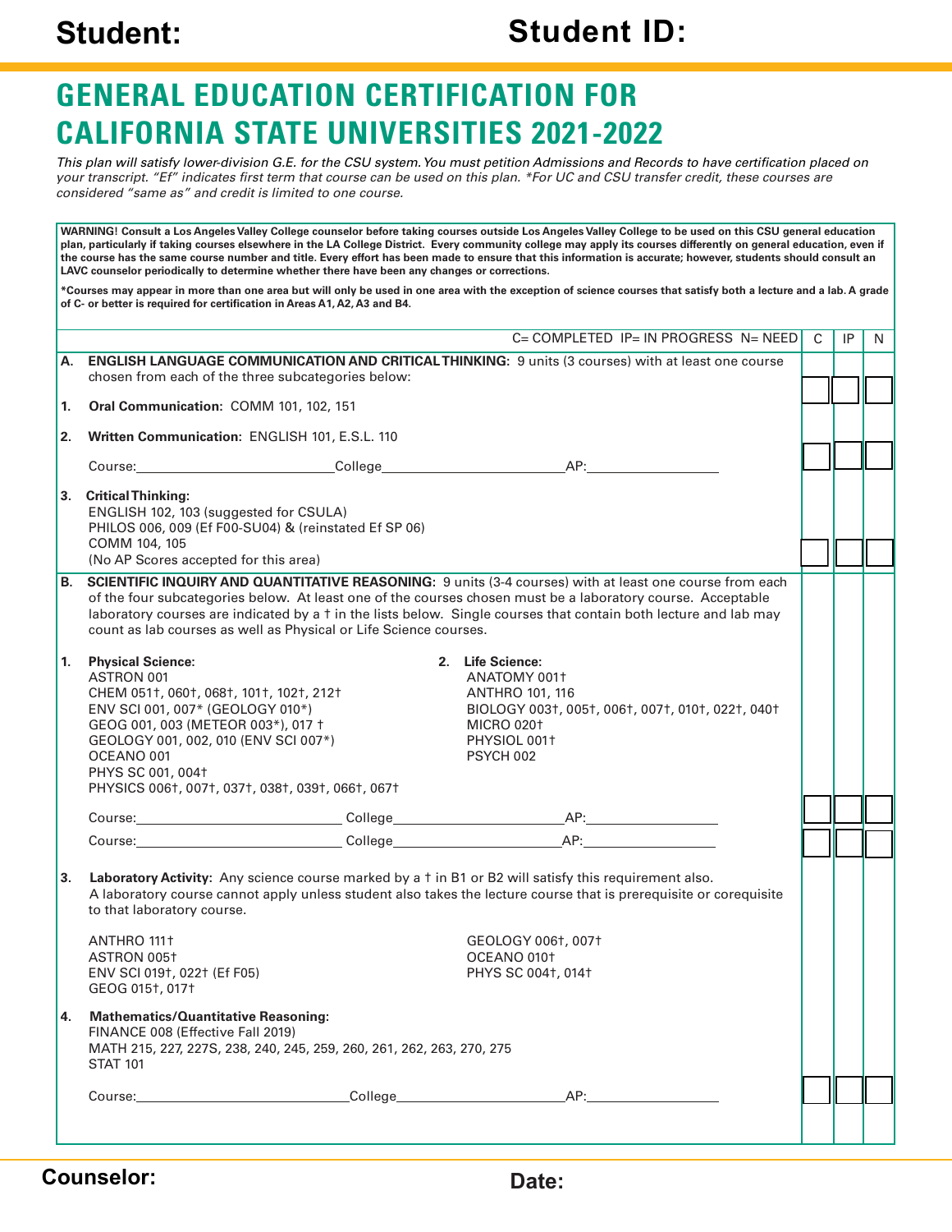**Student:** **Student ID:**

# GENERAL EDUCATION CERTIFICATION FOR CALIFORNIA STATE UNIVERSITIES 2021-2022

*This plan will satisfy lower-division G.E. for the CSU system. You must petition Admissions and Records to have certification placed on your transcript. "Ef" indicates first term that course can be used on this plan. \*For UC and CSU transfer credit, these courses are considered "same as" and credit is limited to one course.*

**WARNING! Consult a Los Angeles Valley College counselor before taking courses outside Los Angeles Valley College to be used on this CSU general education plan, particularly if taking courses elsewhere in the LA College District. Every community college may apply its courses differently on general education, even if the course has the same course number and title. Every effort has been made to ensure that this information is accurate; however, students should consult an LAVC counselor periodically to determine whether there have been any changes or corrections.**

**\*Courses may appear in more than one area but will only be used in one area with the exception of science courses that satisfy both a lecture and a lab. A grade of C- or better is required for certification in Areas A1, A2, A3 and B4.**

C= COMPLETED IP= IN PROGRESS N= NEED

| | C | IP | N |
|---|---|---|---|
| **A. ENGLISH LANGUAGE COMMUNICATION AND CRITICAL THINKING:** 9 units (3 courses) with at least one course chosen from each of the three subcategories below: | | | |
| **1. Oral Communication:** COMM 101, 102, 151 | | | |
| **2. Written Communication:** ENGLISH 101, E.S.L. 110<br>Course:\_\_\_\_\_\_\_\_ College\_\_\_\_\_\_\_\_ AP:\_\_\_\_\_\_\_\_ | | | |
| **3. Critical Thinking:**<br>ENGLISH 102, 103 (suggested for CSULA)<br>PHILOS 006, 009 (Ef F00-SU04) & (reinstated Ef SP 06)<br>COMM 104, 105<br>(No AP Scores accepted for this area) | | | |
| **B. SCIENTIFIC INQUIRY AND QUANTITATIVE REASONING:** 9 units (3-4 courses) with at least one course from each of the four subcategories below. At least one of the courses chosen must be a laboratory course. Acceptable laboratory courses are indicated by a † in the lists below. Single courses that contain both lecture and lab may count as lab courses as well as Physical or Life Science courses. | | | |
| **1. Physical Science:**<br>ASTRON 001<br>CHEM 051†, 060†, 068†, 101†, 102†, 212†<br>ENV SCI 001, 007\* (GEOLOGY 010\*)<br>GEOG 001, 003 (METEOR 003\*), 017 †<br>GEOLOGY 001, 002, 010 (ENV SCI 007\*)<br>OCEANO 001<br>PHYS SC 001, 004†<br>PHYSICS 006†, 007†, 037†, 038†, 039†, 066†, 067†<br><br>**2. Life Science:**<br>ANATOMY 001†<br>ANTHRO 101, 116<br>BIOLOGY 003†, 005†, 006†, 007†, 010†, 022†, 040†<br>MICRO 020†<br>PHYSIOL 001†<br>PSYCH 002<br><br>Course:\_\_\_\_\_\_\_\_ College\_\_\_\_\_\_\_\_ AP:\_\_\_\_\_\_\_\_<br>Course:\_\_\_\_\_\_\_\_ College\_\_\_\_\_\_\_\_ AP:\_\_\_\_\_\_\_\_ | | | |
| **3. Laboratory Activity:** Any science course marked by a † in B1 or B2 will satisfy this requirement also. A laboratory course cannot apply unless student also takes the lecture course that is prerequisite or corequisite to that laboratory course.<br><br>ANTHRO 111†<br>ASTRON 005†<br>ENV SCI 019†, 022† (Ef F05)<br>GEOG 015†, 017†<br>GEOLOGY 006†, 007†<br>OCEANO 010†<br>PHYS SC 004†, 014† | | | |
| **4. Mathematics/Quantitative Reasoning:**<br>FINANCE 008 (Effective Fall 2019)<br>MATH 215, 227, 227S, 238, 240, 245, 259, 260, 261, 262, 263, 270, 275<br>STAT 101<br><br>Course:\_\_\_\_\_\_\_\_ College\_\_\_\_\_\_\_\_ AP:\_\_\_\_\_\_\_\_ | | | |

**Counselor:** **Date:**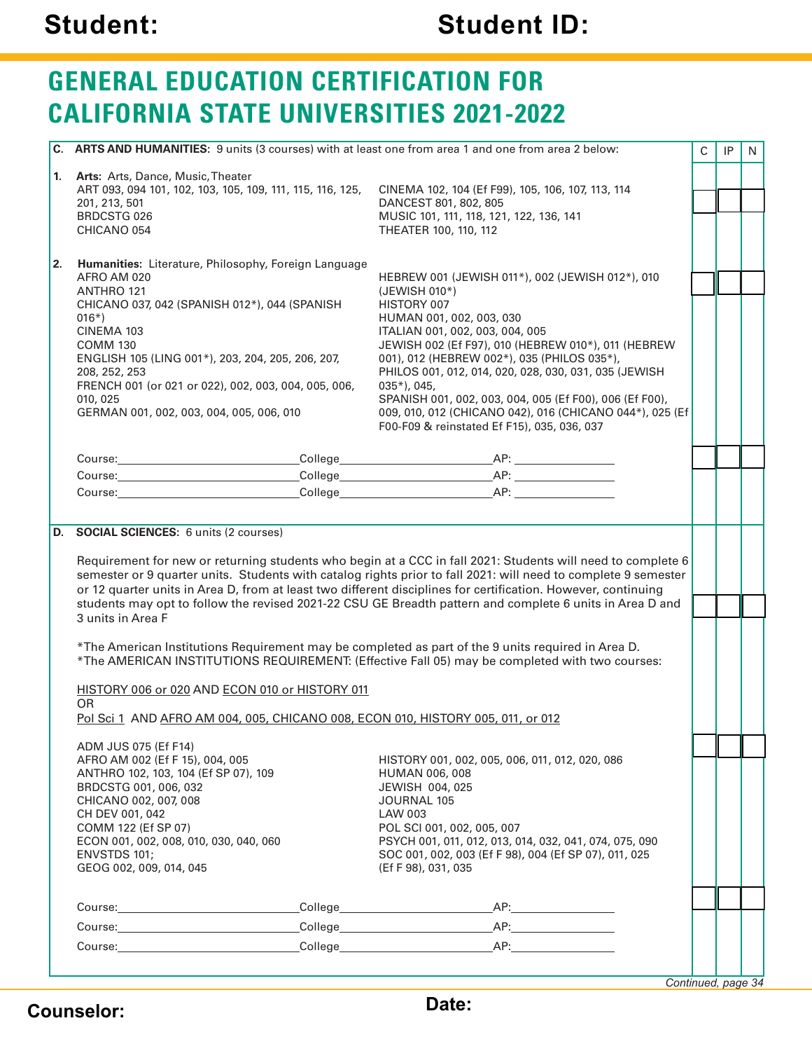**Student:** **Student ID:**

# GENERAL EDUCATION CERTIFICATION FOR CALIFORNIA STATE UNIVERSITIES 2021-2022

## C. ARTS AND HUMANITIES: 9 units (3 courses) with at least one from area 1 and one from area 2 below:

| C | IP | N |
|---|---|---|
| | | |

**1. Arts:** Arts, Dance, Music, Theater

ART 093, 094 101, 102, 103, 105, 109, 111, 115, 116, 125, 201, 213, 501
BRDCSTG 026
CHICANO 054
CINEMA 102, 104 (Ef F99), 105, 106, 107, 113, 114
DANCEST 801, 802, 805
MUSIC 101, 111, 118, 121, 122, 136, 141
THEATER 100, 110, 112

**2. Humanities:** Literature, Philosophy, Foreign Language

AFRO AM 020
ANTHRO 121
CHICANO 037, 042 (SPANISH 012*), 044 (SPANISH 016*)
CINEMA 103
COMM 130
ENGLISH 105 (LING 001*), 203, 204, 205, 206, 207, 208, 252, 253
FRENCH 001 (or 021 or 022), 002, 003, 004, 005, 006, 010, 025
GERMAN 001, 002, 003, 004, 005, 006, 010
HEBREW 001 (JEWISH 011*), 002 (JEWISH 012*), 010 (JEWISH 010*)
HISTORY 007
HUMAN 001, 002, 003, 030
ITALIAN 001, 002, 003, 004, 005
JEWISH 002 (Ef F97), 010 (HEBREW 010*), 011 (HEBREW 001), 012 (HEBREW 002*), 035 (PHILOS 035*),
PHILOS 001, 012, 014, 020, 028, 030, 031, 035 (JEWISH 035*), 045,
SPANISH 001, 002, 003, 004, 005 (Ef F00), 006 (Ef F00), 009, 010, 012 (CHICANO 042), 016 (CHICANO 044*), 025 (Ef F00-F09 & reinstated Ef F15), 035, 036, 037

Course:______________ College______________ AP:__________
Course:______________ College______________ AP:__________
Course:______________ College______________ AP:__________

## D. SOCIAL SCIENCES: 6 units (2 courses)

Requirement for new or returning students who begin at a CCC in fall 2021: Students will need to complete 6 semester or 9 quarter units. Students with catalog rights prior to fall 2021: will need to complete 9 semester or 12 quarter units in Area D, from at least two different disciplines for certification. However, continuing students may opt to follow the revised 2021-22 CSU GE Breadth pattern and complete 6 units in Area D and 3 units in Area F

*The American Institutions Requirement may be completed as part of the 9 units required in Area D.
*The AMERICAN INSTITUTIONS REQUIREMENT: (Effective Fall 05) may be completed with two courses:

HISTORY 006 or 020 AND ECON 010 or HISTORY 011
OR
Pol Sci 1 AND AFRO AM 004, 005, CHICANO 008, ECON 010, HISTORY 005, 011, or 012

ADM JUS 075 (Ef F14)
AFRO AM 002 (Ef F 15), 004, 005
ANTHRO 102, 103, 104 (Ef SP 07), 109
BRDCSTG 001, 006, 032
CHICANO 002, 007, 008
CH DEV 001, 042
COMM 122 (Ef SP 07)
ECON 001, 002, 008, 010, 030, 040, 060
ENVSTDS 101;
GEOG 002, 009, 014, 045
HISTORY 001, 002, 005, 006, 011, 012, 020, 086
HUMAN 006, 008
JEWISH 004, 025
JOURNAL 105
LAW 003
POL SCI 001, 002, 005, 007
PSYCH 001, 011, 012, 013, 014, 032, 041, 074, 075, 090
SOC 001, 002, 003 (Ef F 98), 004 (Ef SP 07), 011, 025 (Ef F 98), 031, 035

Course:______________ College______________ AP:__________
Course:______________ College______________ AP:__________
Course:______________ College______________ AP:__________

*Continued, page 34*

**Counselor:** **Date:**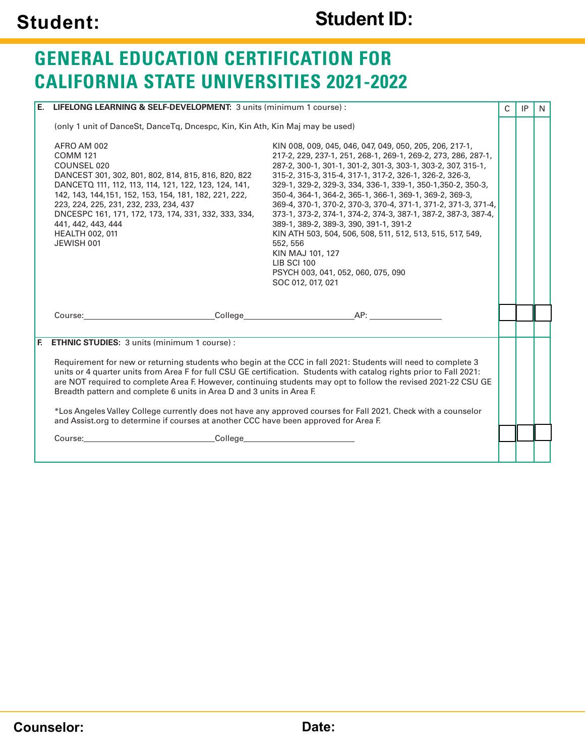**Student:** **Student ID:**

# GENERAL EDUCATION CERTIFICATION FOR CALIFORNIA STATE UNIVERSITIES 2021-2022

**E. LIFELONG LEARNING & SELF-DEVELOPMENT:** 3 units (minimum 1 course) :

C | IP | N

(only 1 unit of DanceSt, DanceTq, Dncespc, Kin, Kin Ath, Kin Maj may be used)

AFRO AM 002
COMM 121
COUNSEL 020
DANCEST 301, 302, 801, 802, 814, 815, 816, 820, 822
DANCETQ 111, 112, 113, 114, 121, 122, 123, 124, 141, 142, 143, 144,151, 152, 153, 154, 181, 182, 221, 222, 223, 224, 225, 231, 232, 233, 234, 437
DNCESPC 161, 171, 172, 173, 174, 331, 332, 333, 334, 441, 442, 443, 444
HEALTH 002, 011
JEWISH 001
KIN 008, 009, 045, 046, 047, 049, 050, 205, 206, 217-1, 217-2, 229, 237-1, 251, 268-1, 269-1, 269-2, 273, 286, 287-1, 287-2, 300-1, 301-1, 301-2, 301-3, 303-1, 303-2, 307, 315-1, 315-2, 315-3, 315-4, 317-1, 317-2, 326-1, 326-2, 326-3, 329-1, 329-2, 329-3, 334, 336-1, 339-1, 350-1,350-2, 350-3, 350-4, 364-1, 364-2, 365-1, 366-1, 369-1, 369-2, 369-3, 369-4, 370-1, 370-2, 370-3, 370-4, 371-1, 371-2, 371-3, 371-4, 373-1, 373-2, 374-1, 374-2, 374-3, 387-1, 387-2, 387-3, 387-4, 389-1, 389-2, 389-3, 390, 391-1, 391-2
KIN ATH 503, 504, 506, 508, 511, 512, 513, 515, 517, 549, 552, 556
KIN MAJ 101, 127
LIB SCI 100
PSYCH 003, 041, 052, 060, 075, 090
SOC 012, 017, 021

Course:\_\_\_\_\_\_\_\_\_\_ College\_\_\_\_\_\_\_\_\_\_ AP: \_\_\_\_\_\_\_\_

**F. ETHNIC STUDIES:** 3 units (minimum 1 course) :

Requirement for new or returning students who begin at the CCC in fall 2021: Students will need to complete 3 units or 4 quarter units from Area F for full CSU GE certification. Students with catalog rights prior to Fall 2021: are NOT required to complete Area F. However, continuing students may opt to follow the revised 2021-22 CSU GE Breadth pattern and complete 6 units in Area D and 3 units in Area F.

*Los Angeles Valley College currently does not have any approved courses for Fall 2021. Check with a counselor and Assist.org to determine if courses at another CCC have been approved for Area F.

Course:\_\_\_\_\_\_\_\_\_\_ College\_\_\_\_\_\_\_\_\_\_

**Counselor:** **Date:**